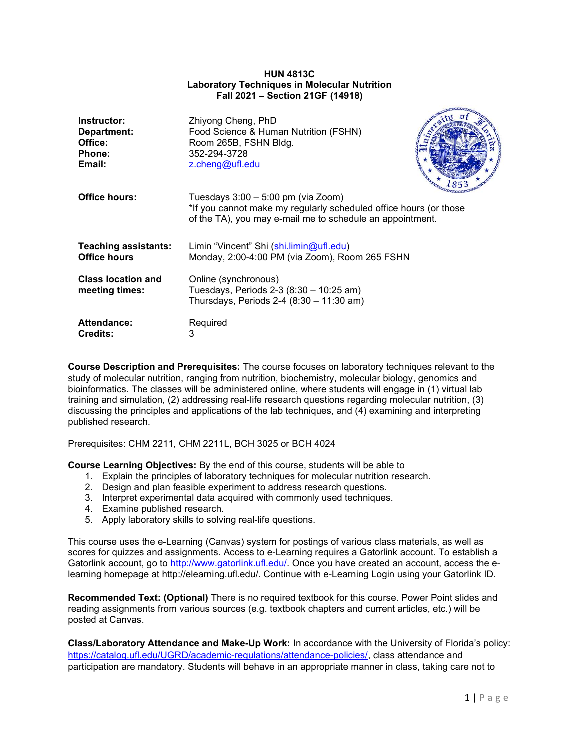# HUN 4813C
## Laboratory Techniques in Molecular Nutrition
### Fall 2021 – Section 21GF (14918)

| | |
|---|---|
| **Instructor:** | Zhiyong Cheng, PhD |
| **Department:** | Food Science & Human Nutrition (FSHN) |
| **Office:** | Room 265B, FSHN Bldg. |
| **Phone:** | 352-294-3728 |
| **Email:** | z.cheng@ufl.edu |
| **Office hours:** | Tuesdays 3:00 – 5:00 pm (via Zoom)<br>*If you cannot make my regularly scheduled office hours (or those of the TA), you may e-mail me to schedule an appointment. |
| **Teaching assistants:**<br>**Office hours** | Limin "Vincent" Shi (shi.limin@ufl.edu)<br>Monday, 2:00-4:00 PM (via Zoom), Room 265 FSHN |
| **Class location and meeting times:** | Online (synchronous)<br>Tuesdays, Periods 2-3 (8:30 – 10:25 am)<br>Thursdays, Periods 2-4 (8:30 – 11:30 am) |
| **Attendance:** | Required |
| **Credits:** | 3 |

**Course Description and Prerequisites:** The course focuses on laboratory techniques relevant to the study of molecular nutrition, ranging from nutrition, biochemistry, molecular biology, genomics and bioinformatics. The classes will be administered online, where students will engage in (1) virtual lab training and simulation, (2) addressing real-life research questions regarding molecular nutrition, (3) discussing the principles and applications of the lab techniques, and (4) examining and interpreting published research.

Prerequisites: CHM 2211, CHM 2211L, BCH 3025 or BCH 4024

**Course Learning Objectives:** By the end of this course, students will be able to

1. Explain the principles of laboratory techniques for molecular nutrition research.
2. Design and plan feasible experiment to address research questions.
3. Interpret experimental data acquired with commonly used techniques.
4. Examine published research.
5. Apply laboratory skills to solving real-life questions.

This course uses the e-Learning (Canvas) system for postings of various class materials, as well as scores for quizzes and assignments. Access to e-Learning requires a Gatorlink account. To establish a Gatorlink account, go to http://www.gatorlink.ufl.edu/. Once you have created an account, access the e-learning homepage at http://elearning.ufl.edu/. Continue with e-Learning Login using your Gatorlink ID.

**Recommended Text: (Optional)** There is no required textbook for this course. Power Point slides and reading assignments from various sources (e.g. textbook chapters and current articles, etc.) will be posted at Canvas.

**Class/Laboratory Attendance and Make-Up Work:** In accordance with the University of Florida's policy: https://catalog.ufl.edu/UGRD/academic-regulations/attendance-policies/, class attendance and participation are mandatory. Students will behave in an appropriate manner in class, taking care not to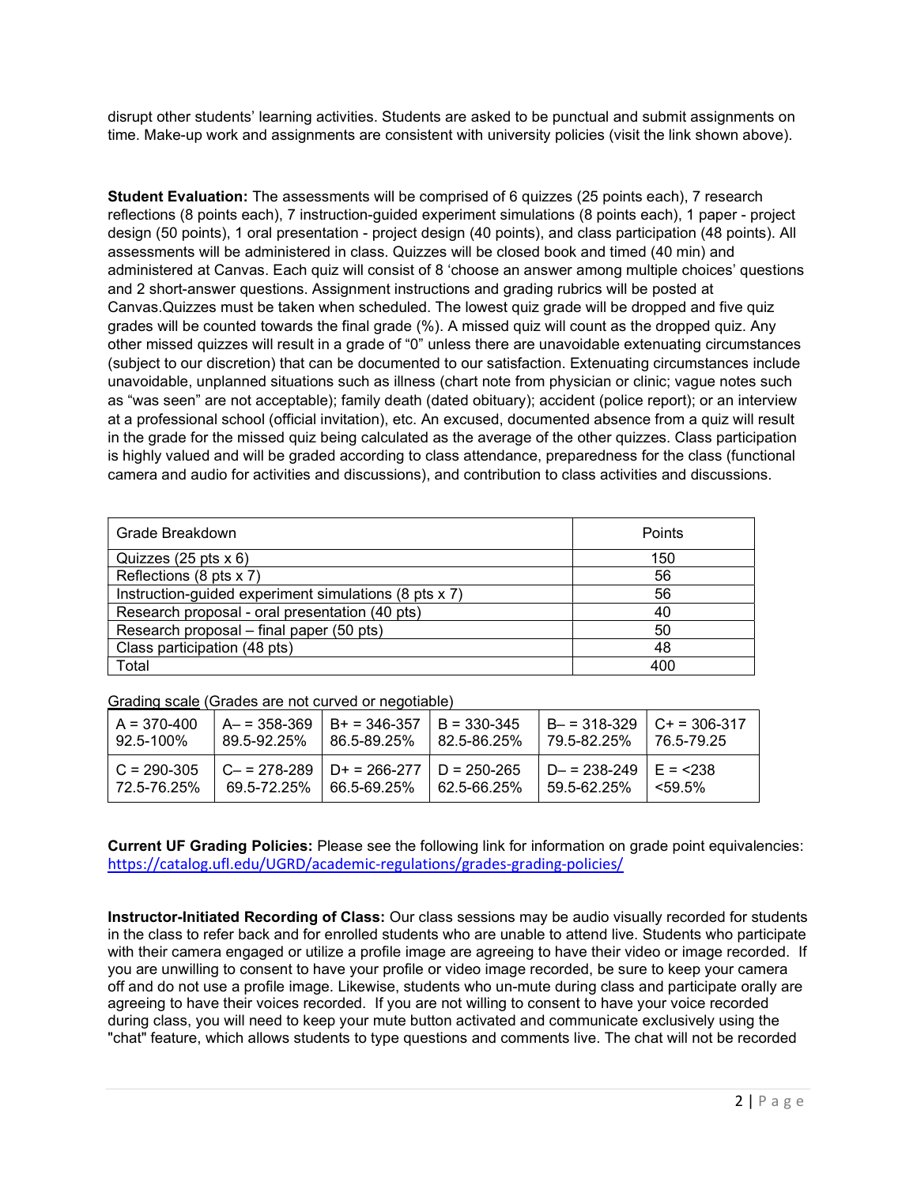disrupt other students' learning activities. Students are asked to be punctual and submit assignments on time. Make-up work and assignments are consistent with university policies (visit the link shown above).

**Student Evaluation:** The assessments will be comprised of 6 quizzes (25 points each), 7 research reflections (8 points each), 7 instruction-guided experiment simulations (8 points each), 1 paper - project design (50 points), 1 oral presentation - project design (40 points), and class participation (48 points). All assessments will be administered in class. Quizzes will be closed book and timed (40 min) and administered at Canvas. Each quiz will consist of 8 'choose an answer among multiple choices' questions and 2 short-answer questions. Assignment instructions and grading rubrics will be posted at Canvas.Quizzes must be taken when scheduled. The lowest quiz grade will be dropped and five quiz grades will be counted towards the final grade (%). A missed quiz will count as the dropped quiz. Any other missed quizzes will result in a grade of "0" unless there are unavoidable extenuating circumstances (subject to our discretion) that can be documented to our satisfaction. Extenuating circumstances include unavoidable, unplanned situations such as illness (chart note from physician or clinic; vague notes such as "was seen" are not acceptable); family death (dated obituary); accident (police report); or an interview at a professional school (official invitation), etc. An excused, documented absence from a quiz will result in the grade for the missed quiz being calculated as the average of the other quizzes. Class participation is highly valued and will be graded according to class attendance, preparedness for the class (functional camera and audio for activities and discussions), and contribution to class activities and discussions.

| Grade Breakdown | Points |
|---|---|
| Quizzes (25 pts x 6) | 150 |
| Reflections (8 pts x 7) | 56 |
| Instruction-guided experiment simulations (8 pts x 7) | 56 |
| Research proposal - oral presentation (40 pts) | 40 |
| Research proposal – final paper (50 pts) | 50 |
| Class participation (48 pts) | 48 |
| Total | 400 |

Grading scale (Grades are not curved or negotiable)

| | | | | | |
|---|---|---|---|---|---|
| A = 370-400 92.5-100% | A– = 358-369 89.5-92.25% | B+ = 346-357 86.5-89.25% | B = 330-345 82.5-86.25% | B– = 318-329 79.5-82.25% | C+ = 306-317 76.5-79.25 |
| C = 290-305 72.5-76.25% | C– = 278-289 69.5-72.25% | D+ = 266-277 66.5-69.25% | D = 250-265 62.5-66.25% | D– = 238-249 59.5-62.25% | E = <238 <59.5% |

**Current UF Grading Policies:** Please see the following link for information on grade point equivalencies: https://catalog.ufl.edu/UGRD/academic-regulations/grades-grading-policies/

**Instructor-Initiated Recording of Class:** Our class sessions may be audio visually recorded for students in the class to refer back and for enrolled students who are unable to attend live. Students who participate with their camera engaged or utilize a profile image are agreeing to have their video or image recorded. If you are unwilling to consent to have your profile or video image recorded, be sure to keep your camera off and do not use a profile image. Likewise, students who un-mute during class and participate orally are agreeing to have their voices recorded. If you are not willing to consent to have your voice recorded during class, you will need to keep your mute button activated and communicate exclusively using the "chat" feature, which allows students to type questions and comments live. The chat will not be recorded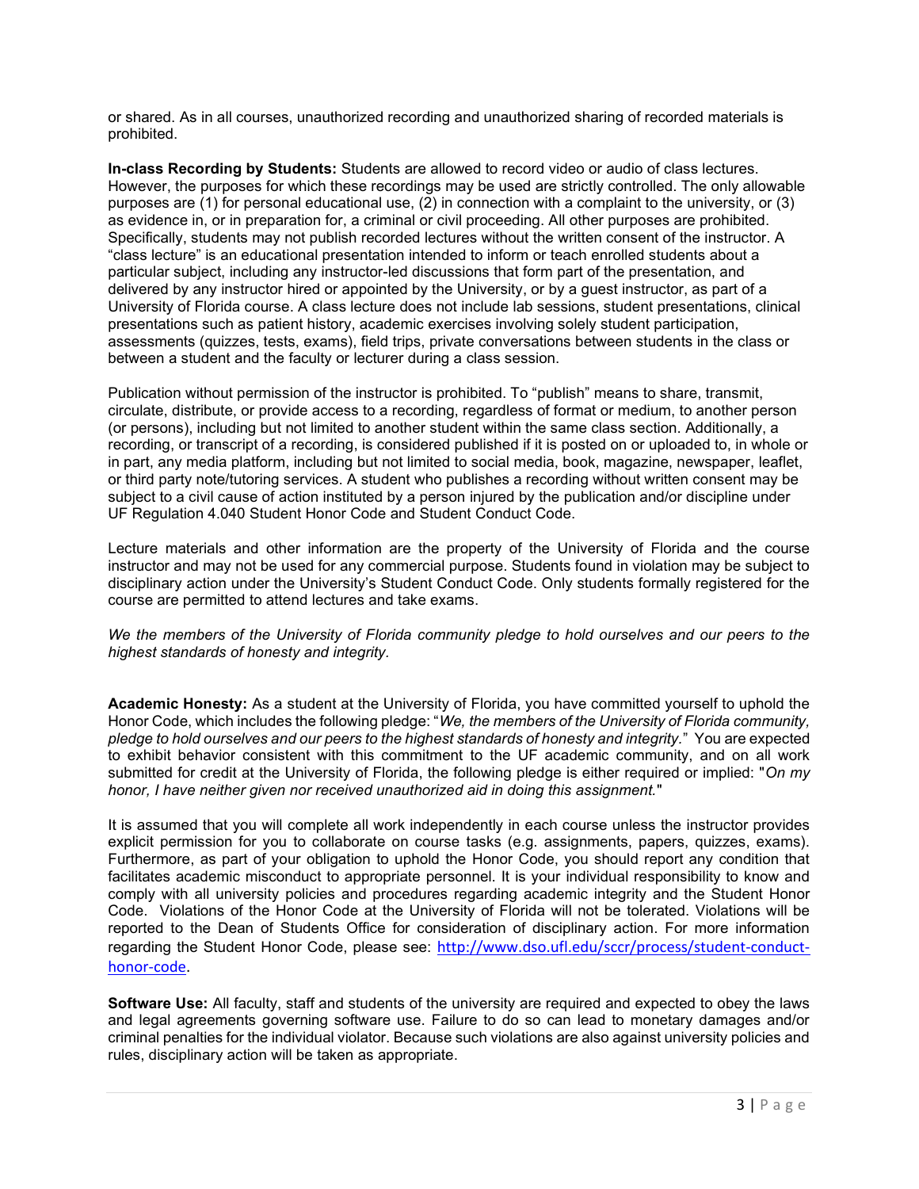or shared. As in all courses, unauthorized recording and unauthorized sharing of recorded materials is prohibited.

**In-class Recording by Students:** Students are allowed to record video or audio of class lectures. However, the purposes for which these recordings may be used are strictly controlled. The only allowable purposes are (1) for personal educational use, (2) in connection with a complaint to the university, or (3) as evidence in, or in preparation for, a criminal or civil proceeding. All other purposes are prohibited. Specifically, students may not publish recorded lectures without the written consent of the instructor. A "class lecture" is an educational presentation intended to inform or teach enrolled students about a particular subject, including any instructor-led discussions that form part of the presentation, and delivered by any instructor hired or appointed by the University, or by a guest instructor, as part of a University of Florida course. A class lecture does not include lab sessions, student presentations, clinical presentations such as patient history, academic exercises involving solely student participation, assessments (quizzes, tests, exams), field trips, private conversations between students in the class or between a student and the faculty or lecturer during a class session.

Publication without permission of the instructor is prohibited. To "publish" means to share, transmit, circulate, distribute, or provide access to a recording, regardless of format or medium, to another person (or persons), including but not limited to another student within the same class section. Additionally, a recording, or transcript of a recording, is considered published if it is posted on or uploaded to, in whole or in part, any media platform, including but not limited to social media, book, magazine, newspaper, leaflet, or third party note/tutoring services. A student who publishes a recording without written consent may be subject to a civil cause of action instituted by a person injured by the publication and/or discipline under UF Regulation 4.040 Student Honor Code and Student Conduct Code.

Lecture materials and other information are the property of the University of Florida and the course instructor and may not be used for any commercial purpose. Students found in violation may be subject to disciplinary action under the University's Student Conduct Code. Only students formally registered for the course are permitted to attend lectures and take exams.

*We the members of the University of Florida community pledge to hold ourselves and our peers to the highest standards of honesty and integrity.*

**Academic Honesty:** As a student at the University of Florida, you have committed yourself to uphold the Honor Code, which includes the following pledge: "*We, the members of the University of Florida community, pledge to hold ourselves and our peers to the highest standards of honesty and integrity.*" You are expected to exhibit behavior consistent with this commitment to the UF academic community, and on all work submitted for credit at the University of Florida, the following pledge is either required or implied: "*On my honor, I have neither given nor received unauthorized aid in doing this assignment.*"

It is assumed that you will complete all work independently in each course unless the instructor provides explicit permission for you to collaborate on course tasks (e.g. assignments, papers, quizzes, exams). Furthermore, as part of your obligation to uphold the Honor Code, you should report any condition that facilitates academic misconduct to appropriate personnel. It is your individual responsibility to know and comply with all university policies and procedures regarding academic integrity and the Student Honor Code. Violations of the Honor Code at the University of Florida will not be tolerated. Violations will be reported to the Dean of Students Office for consideration of disciplinary action. For more information regarding the Student Honor Code, please see: http://www.dso.ufl.edu/sccr/process/student-conduct-honor-code.

**Software Use:** All faculty, staff and students of the university are required and expected to obey the laws and legal agreements governing software use. Failure to do so can lead to monetary damages and/or criminal penalties for the individual violator. Because such violations are also against university policies and rules, disciplinary action will be taken as appropriate.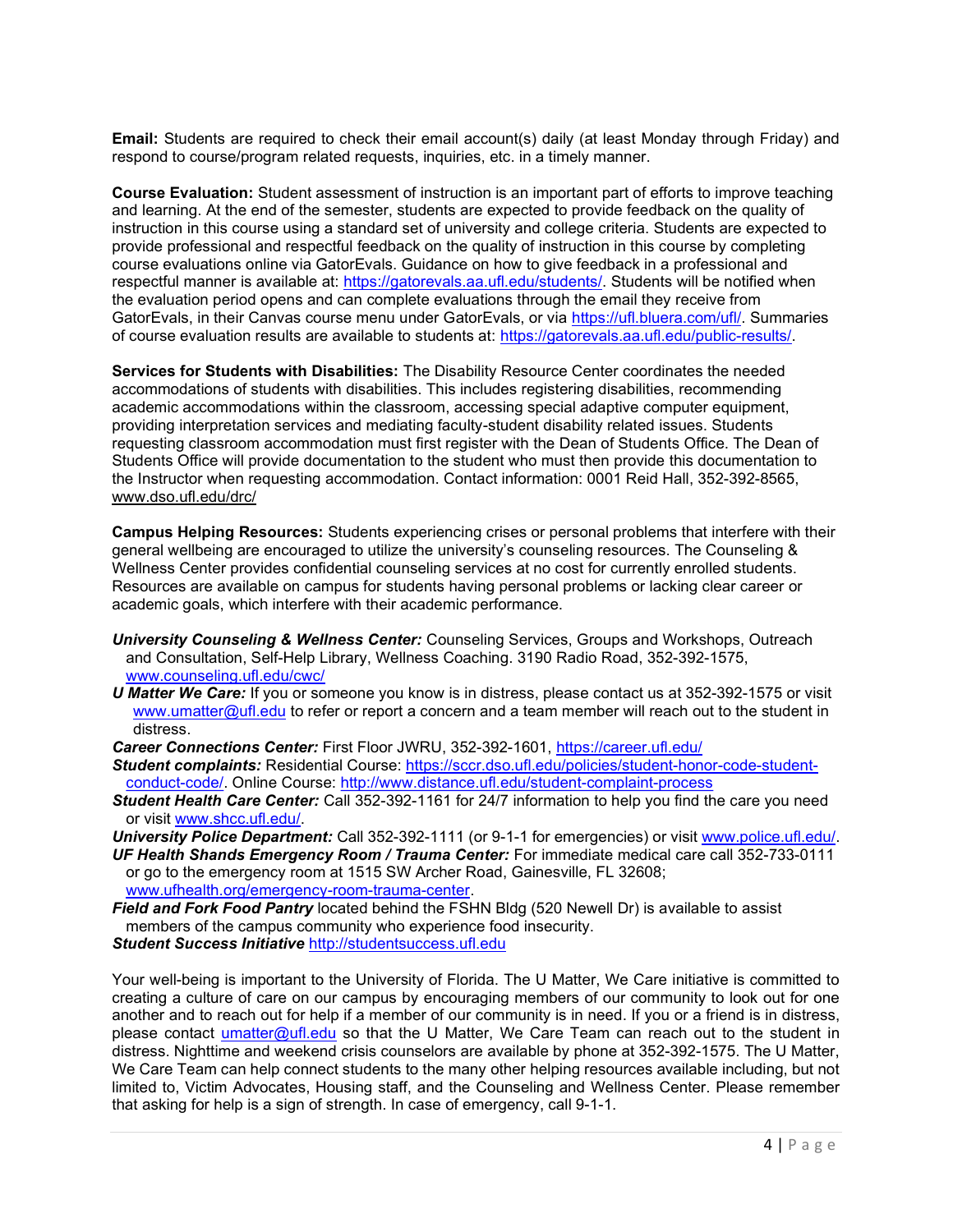**Email:** Students are required to check their email account(s) daily (at least Monday through Friday) and respond to course/program related requests, inquiries, etc. in a timely manner.

**Course Evaluation:** Student assessment of instruction is an important part of efforts to improve teaching and learning. At the end of the semester, students are expected to provide feedback on the quality of instruction in this course using a standard set of university and college criteria. Students are expected to provide professional and respectful feedback on the quality of instruction in this course by completing course evaluations online via GatorEvals. Guidance on how to give feedback in a professional and respectful manner is available at: https://gatorevals.aa.ufl.edu/students/. Students will be notified when the evaluation period opens and can complete evaluations through the email they receive from GatorEvals, in their Canvas course menu under GatorEvals, or via https://ufl.bluera.com/ufl/. Summaries of course evaluation results are available to students at: https://gatorevals.aa.ufl.edu/public-results/.

**Services for Students with Disabilities:** The Disability Resource Center coordinates the needed accommodations of students with disabilities. This includes registering disabilities, recommending academic accommodations within the classroom, accessing special adaptive computer equipment, providing interpretation services and mediating faculty-student disability related issues. Students requesting classroom accommodation must first register with the Dean of Students Office. The Dean of Students Office will provide documentation to the student who must then provide this documentation to the Instructor when requesting accommodation. Contact information: 0001 Reid Hall, 352-392-8565, www.dso.ufl.edu/drc/

**Campus Helping Resources:** Students experiencing crises or personal problems that interfere with their general wellbeing are encouraged to utilize the university's counseling resources. The Counseling & Wellness Center provides confidential counseling services at no cost for currently enrolled students. Resources are available on campus for students having personal problems or lacking clear career or academic goals, which interfere with their academic performance.

***University Counseling & Wellness Center:*** Counseling Services, Groups and Workshops, Outreach and Consultation, Self-Help Library, Wellness Coaching. 3190 Radio Road, 352-392-1575, www.counseling.ufl.edu/cwc/
***U Matter We Care:*** If you or someone you know is in distress, please contact us at 352-392-1575 or visit www.umatter@ufl.edu to refer or report a concern and a team member will reach out to the student in distress.
***Career Connections Center:*** First Floor JWRU, 352-392-1601, https://career.ufl.edu/
***Student complaints:*** Residential Course: https://sccr.dso.ufl.edu/policies/student-honor-code-student-conduct-code/. Online Course: http://www.distance.ufl.edu/student-complaint-process
***Student Health Care Center:*** Call 352-392-1161 for 24/7 information to help you find the care you need or visit www.shcc.ufl.edu/.
***University Police Department:*** Call 352-392-1111 (or 9-1-1 for emergencies) or visit www.police.ufl.edu/.
***UF Health Shands Emergency Room / Trauma Center:*** For immediate medical care call 352-733-0111 or go to the emergency room at 1515 SW Archer Road, Gainesville, FL 32608; www.ufhealth.org/emergency-room-trauma-center.
***Field and Fork Food Pantry*** located behind the FSHN Bldg (520 Newell Dr) is available to assist members of the campus community who experience food insecurity.
***Student Success Initiative*** http://studentsuccess.ufl.edu

Your well-being is important to the University of Florida. The U Matter, We Care initiative is committed to creating a culture of care on our campus by encouraging members of our community to look out for one another and to reach out for help if a member of our community is in need. If you or a friend is in distress, please contact umatter@ufl.edu so that the U Matter, We Care Team can reach out to the student in distress. Nighttime and weekend crisis counselors are available by phone at 352-392-1575. The U Matter, We Care Team can help connect students to the many other helping resources available including, but not limited to, Victim Advocates, Housing staff, and the Counseling and Wellness Center. Please remember that asking for help is a sign of strength. In case of emergency, call 9-1-1.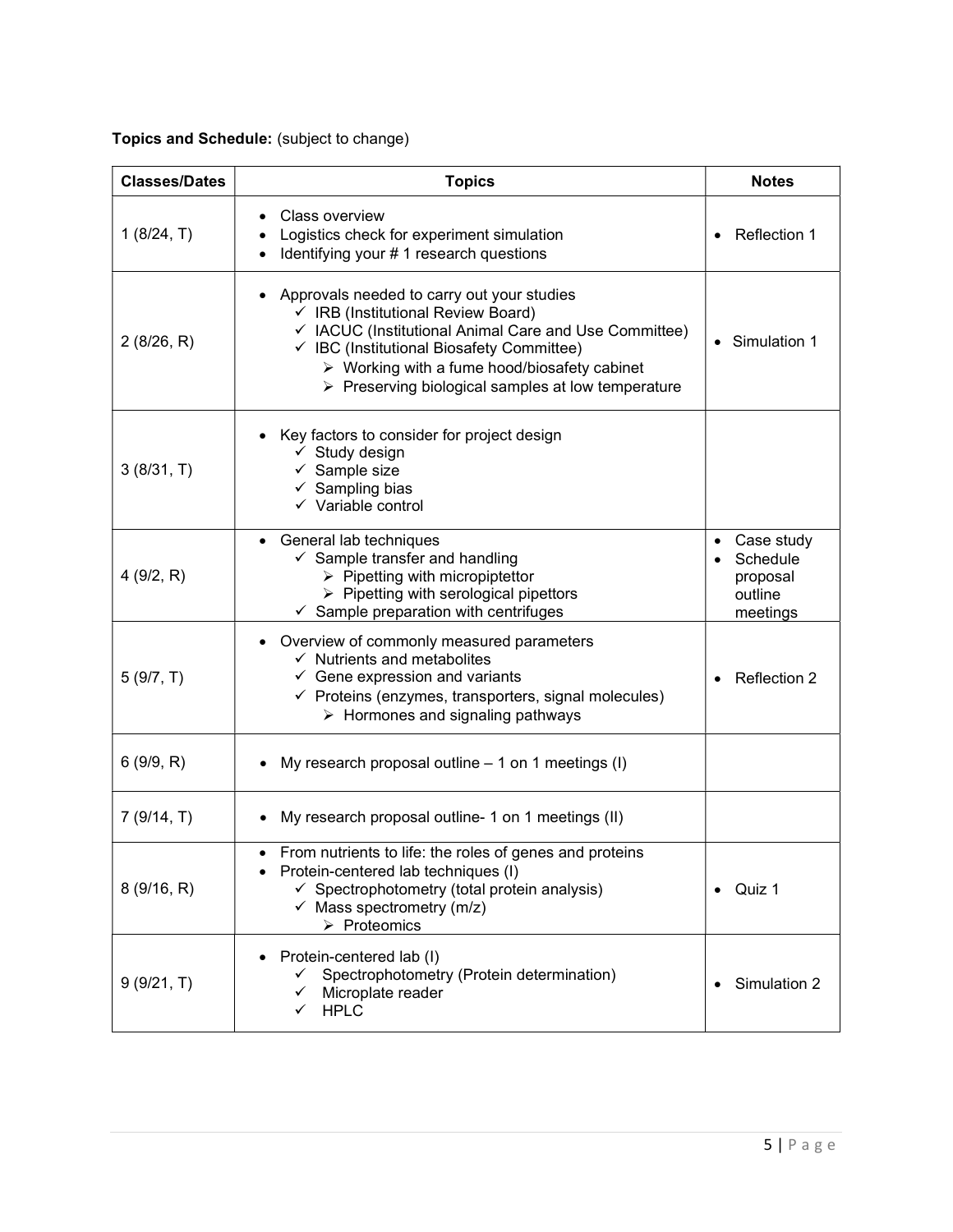**Topics and Schedule:** (subject to change)

| Classes/Dates | Topics | Notes |
|---|---|---|
| 1 (8/24, T) | • Class overview<br>• Logistics check for experiment simulation<br>• Identifying your # 1 research questions | • Reflection 1 |
| 2 (8/26, R) | • Approvals needed to carry out your studies<br>✓ IRB (Institutional Review Board)<br>✓ IACUC (Institutional Animal Care and Use Committee)<br>✓ IBC (Institutional Biosafety Committee)<br>➢ Working with a fume hood/biosafety cabinet<br>➢ Preserving biological samples at low temperature | • Simulation 1 |
| 3 (8/31, T) | • Key factors to consider for project design<br>✓ Study design<br>✓ Sample size<br>✓ Sampling bias<br>✓ Variable control | |
| 4 (9/2, R) | • General lab techniques<br>✓ Sample transfer and handling<br>➢ Pipetting with micropiptettor<br>➢ Pipetting with serological pipettors<br>✓ Sample preparation with centrifuges | • Case study<br>• Schedule proposal outline meetings |
| 5 (9/7, T) | • Overview of commonly measured parameters<br>✓ Nutrients and metabolites<br>✓ Gene expression and variants<br>✓ Proteins (enzymes, transporters, signal molecules)<br>➢ Hormones and signaling pathways | • Reflection 2 |
| 6 (9/9, R) | • My research proposal outline – 1 on 1 meetings (I) | |
| 7 (9/14, T) | • My research proposal outline- 1 on 1 meetings (II) | |
| 8 (9/16, R) | • From nutrients to life: the roles of genes and proteins<br>• Protein-centered lab techniques (I)<br>✓ Spectrophotometry (total protein analysis)<br>✓ Mass spectrometry (m/z)<br>➢ Proteomics | • Quiz 1 |
| 9 (9/21, T) | • Protein-centered lab (I)<br>✓ Spectrophotometry (Protein determination)<br>✓ Microplate reader<br>✓ HPLC | • Simulation 2 |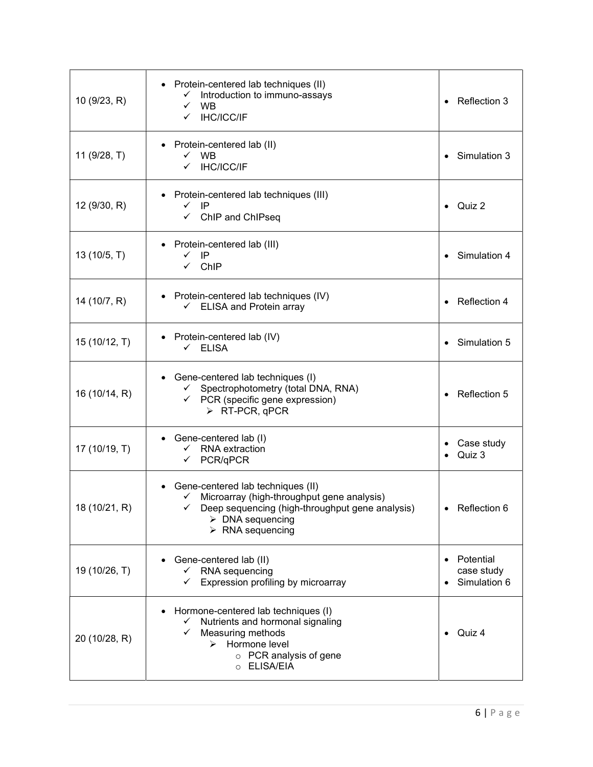| 10 (9/23, R) | • Protein-centered lab techniques (II)<br>✓ Introduction to immuno-assays<br>✓ WB<br>✓ IHC/ICC/IF | • Reflection 3 |
|---|---|---|
| 11 (9/28, T) | • Protein-centered lab (II)<br>✓ WB<br>✓ IHC/ICC/IF | • Simulation 3 |
| 12 (9/30, R) | • Protein-centered lab techniques (III)<br>✓ IP<br>✓ ChIP and ChIPseq | • Quiz 2 |
| 13 (10/5, T) | • Protein-centered lab (III)<br>✓ IP<br>✓ ChIP | • Simulation 4 |
| 14 (10/7, R) | • Protein-centered lab techniques (IV)<br>✓ ELISA and Protein array | • Reflection 4 |
| 15 (10/12, T) | • Protein-centered lab (IV)<br>✓ ELISA | • Simulation 5 |
| 16 (10/14, R) | • Gene-centered lab techniques (I)<br>✓ Spectrophotometry (total DNA, RNA)<br>✓ PCR (specific gene expression)<br>➢ RT-PCR, qPCR | • Reflection 5 |
| 17 (10/19, T) | • Gene-centered lab (I)<br>✓ RNA extraction<br>✓ PCR/qPCR | • Case study<br>• Quiz 3 |
| 18 (10/21, R) | • Gene-centered lab techniques (II)<br>✓ Microarray (high-throughput gene analysis)<br>✓ Deep sequencing (high-throughput gene analysis)<br>➢ DNA sequencing<br>➢ RNA sequencing | • Reflection 6 |
| 19 (10/26, T) | • Gene-centered lab (II)<br>✓ RNA sequencing<br>✓ Expression profiling by microarray | • Potential case study<br>• Simulation 6 |
| 20 (10/28, R) | • Hormone-centered lab techniques (I)<br>✓ Nutrients and hormonal signaling<br>✓ Measuring methods<br>➢ Hormone level<br>○ PCR analysis of gene<br>○ ELISA/EIA | • Quiz 4 |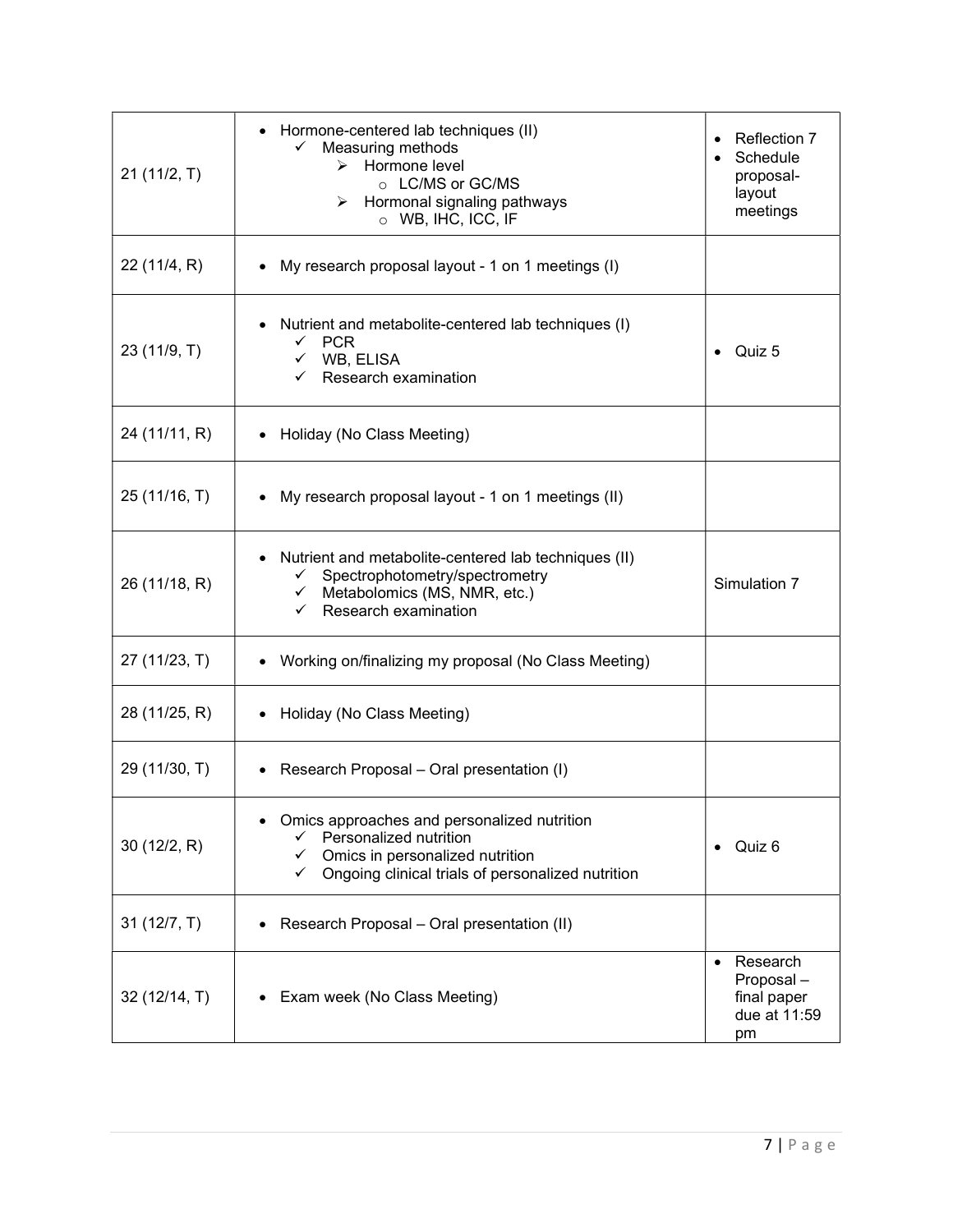| | | |
|---|---|---|
| 21 (11/2, T) | • Hormone-centered lab techniques (II)<br>✓ Measuring methods<br>➢ Hormone level<br>○ LC/MS or GC/MS<br>➢ Hormonal signaling pathways<br>○ WB, IHC, ICC, IF | • Reflection 7<br>• Schedule proposal-layout meetings |
| 22 (11/4, R) | • My research proposal layout - 1 on 1 meetings (I) | |
| 23 (11/9, T) | • Nutrient and metabolite-centered lab techniques (I)<br>✓ PCR<br>✓ WB, ELISA<br>✓ Research examination | • Quiz 5 |
| 24 (11/11, R) | • Holiday (No Class Meeting) | |
| 25 (11/16, T) | • My research proposal layout - 1 on 1 meetings (II) | |
| 26 (11/18, R) | • Nutrient and metabolite-centered lab techniques (II)<br>✓ Spectrophotometry/spectrometry<br>✓ Metabolomics (MS, NMR, etc.)<br>✓ Research examination | Simulation 7 |
| 27 (11/23, T) | • Working on/finalizing my proposal (No Class Meeting) | |
| 28 (11/25, R) | • Holiday (No Class Meeting) | |
| 29 (11/30, T) | • Research Proposal – Oral presentation (I) | |
| 30 (12/2, R) | • Omics approaches and personalized nutrition<br>✓ Personalized nutrition<br>✓ Omics in personalized nutrition<br>✓ Ongoing clinical trials of personalized nutrition | • Quiz 6 |
| 31 (12/7, T) | • Research Proposal – Oral presentation (II) | |
| 32 (12/14, T) | • Exam week (No Class Meeting) | • Research Proposal – final paper due at 11:59 pm |